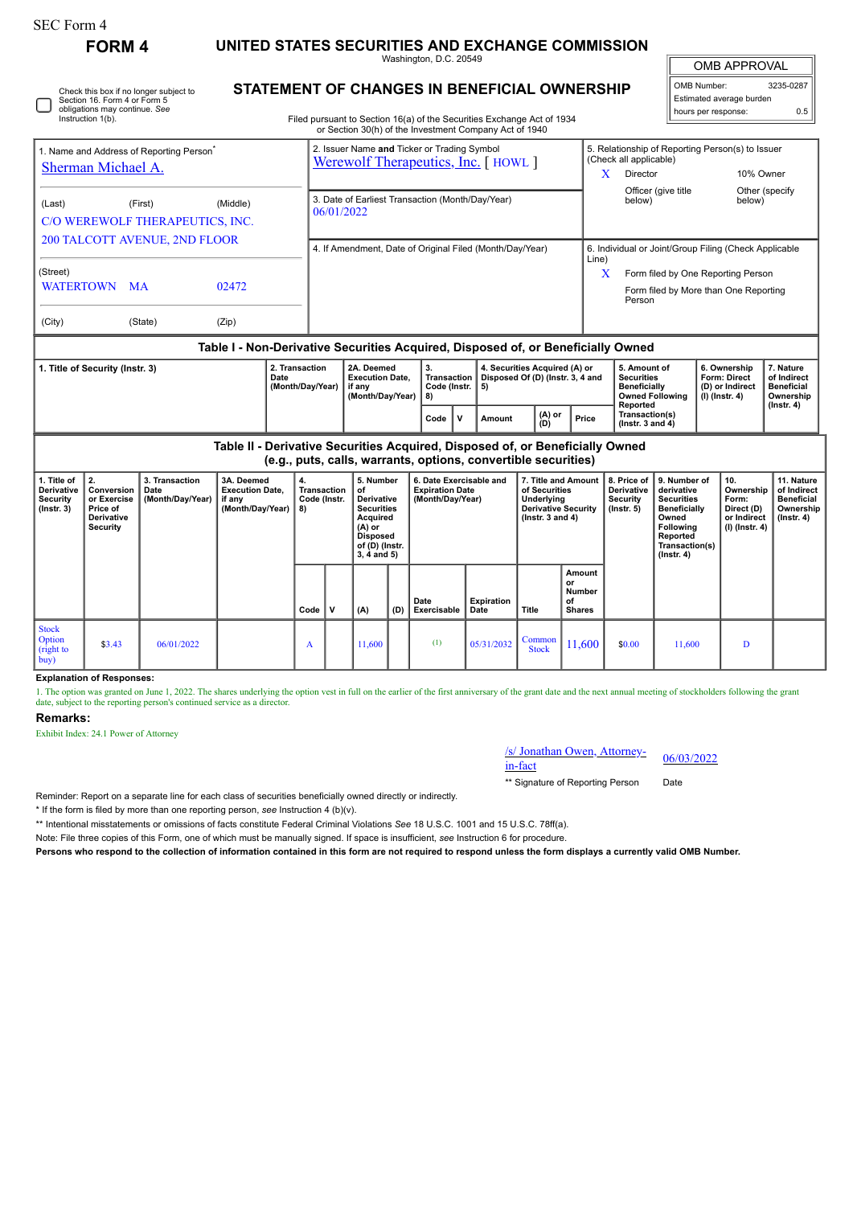SEC Form 4

**FORM 4**

# UNITED STATES SECURITIES AND EXCHANGE COMMISSION

Washington, D.C. 20549

## STATEMENT OF CHANGES IN BENEFICIAL OWNERSHIP

Filed pursuant to Section 16(a) of the Securities Exchange Act of 1934 or Section 30(h) of the Investment Company Act of 1940

| OMB APPROVAL | |
|---|---|
| OMB Number: | 3235-0287 |
| Estimated average burden | |
| hours per response: | 0.5 |

☐ Check this box if no longer subject to Section 16. Form 4 or Form 5 obligations may continue. *See* Instruction 1(b).

| 1. Name and Address of Reporting Person* | 2. Issuer Name **and** Ticker or Trading Symbol | 5. Relationship of Reporting Person(s) to Issuer (Check all applicable) |
|---|---|---|
| Sherman Michael A. | Werewolf Therapeutics, Inc. [ HOWL ] | X Director; 10% Owner; Officer (give title below); Other (specify below) |
| (Last) (First) (Middle) C/O WEREWOLF THERAPEUTICS, INC. 200 TALCOTT AVENUE, 2ND FLOOR | 3. Date of Earliest Transaction (Month/Day/Year) 06/01/2022 | |
| (Street) WATERTOWN MA 02472 | 4. If Amendment, Date of Original Filed (Month/Day/Year) | 6. Individual or Joint/Group Filing (Check Applicable Line) X Form filed by One Reporting Person; Form filed by More than One Reporting Person |
| (City) (State) (Zip) | | |

### Table I - Non-Derivative Securities Acquired, Disposed of, or Beneficially Owned

| 1. Title of Security (Instr. 3) | 2. Transaction Date (Month/Day/Year) | 2A. Deemed Execution Date, if any (Month/Day/Year) | 3. Transaction Code (Instr. 8) | | 4. Securities Acquired (A) or Disposed Of (D) (Instr. 3, 4 and 5) | | | 5. Amount of Securities Beneficially Owned Following Reported Transaction(s) (Instr. 3 and 4) | 6. Ownership Form: Direct (D) or Indirect (I) (Instr. 4) | 7. Nature of Indirect Beneficial Ownership (Instr. 4) |
|---|---|---|---|---|---|---|---|---|---|---|
| | | | Code | V | Amount | (A) or (D) | Price | | | |

### Table II - Derivative Securities Acquired, Disposed of, or Beneficially Owned (e.g., puts, calls, warrants, options, convertible securities)

| 1. Title of Derivative Security (Instr. 3) | 2. Conversion or Exercise Price of Derivative Security | 3. Transaction Date (Month/Day/Year) | 3A. Deemed Execution Date, if any (Month/Day/Year) | 4. Transaction Code (Instr. 8) | | 5. Number of Derivative Securities Acquired (A) or Disposed of (D) (Instr. 3, 4 and 5) | | 6. Date Exercisable and Expiration Date (Month/Day/Year) | | 7. Title and Amount of Securities Underlying Derivative Security (Instr. 3 and 4) | | 8. Price of Derivative Security (Instr. 5) | 9. Number of derivative Securities Beneficially Owned Following Reported Transaction(s) (Instr. 4) | 10. Ownership Form: Direct (D) or Indirect (I) (Instr. 4) | 11. Nature of Indirect Beneficial Ownership (Instr. 4) |
|---|---|---|---|---|---|---|---|---|---|---|---|---|---|---|---|
| | | | | Code | V | (A) | (D) | Date Exercisable | Expiration Date | Title | Amount or Number of Shares | | | | |
| Stock Option (right to buy) | $3.43 | 06/01/2022 | | A | | 11,600 | | (1) | 05/31/2032 | Common Stock | 11,600 | $0.00 | 11,600 | D | |

**Explanation of Responses:**

1. The option was granted on June 1, 2022. The shares underlying the option vest in full on the earlier of the first anniversary of the grant date and the next annual meeting of stockholders following the grant date, subject to the reporting person's continued service as a director.

**Remarks:**

Exhibit Index: 24.1 Power of Attorney

| /s/ Jonathan Owen, Attorney-in-fact | 06/03/2022 |
|---|---|
| ** Signature of Reporting Person | Date |

Reminder: Report on a separate line for each class of securities beneficially owned directly or indirectly.

\* If the form is filed by more than one reporting person, *see* Instruction 4 (b)(v).

\*\* Intentional misstatements or omissions of facts constitute Federal Criminal Violations *See* 18 U.S.C. 1001 and 15 U.S.C. 78ff(a).

Note: File three copies of this Form, one of which must be manually signed. If space is insufficient, *see* Instruction 6 for procedure.

**Persons who respond to the collection of information contained in this form are not required to respond unless the form displays a currently valid OMB Number.**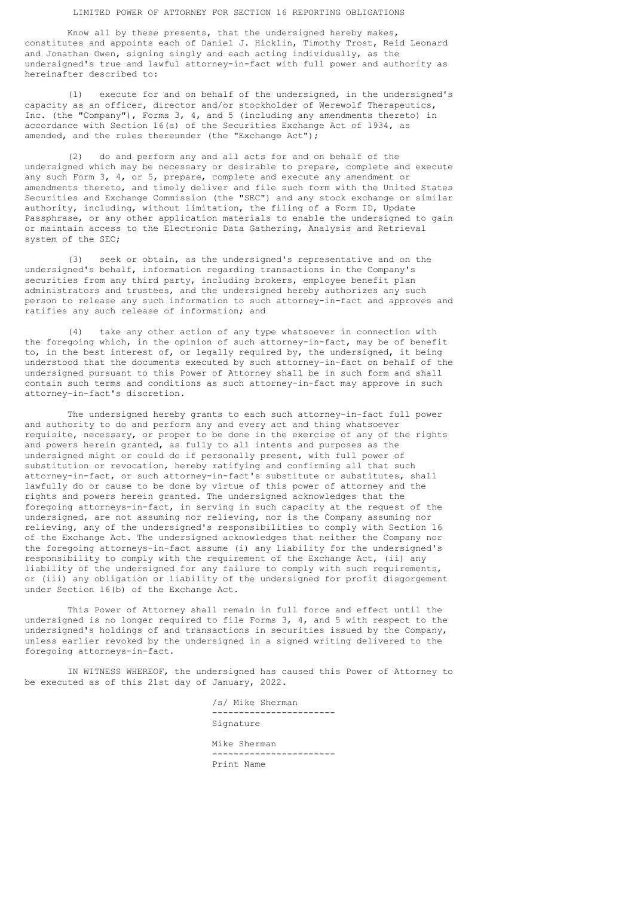# LIMITED POWER OF ATTORNEY FOR SECTION 16 REPORTING OBLIGATIONS

Know all by these presents, that the undersigned hereby makes, constitutes and appoints each of Daniel J. Hicklin, Timothy Trost, Reid Leonard and Jonathan Owen, signing singly and each acting individually, as the undersigned's true and lawful attorney-in-fact with full power and authority as hereinafter described to:

(1) execute for and on behalf of the undersigned, in the undersigned's capacity as an officer, director and/or stockholder of Werewolf Therapeutics, Inc. (the "Company"), Forms 3, 4, and 5 (including any amendments thereto) in accordance with Section 16(a) of the Securities Exchange Act of 1934, as amended, and the rules thereunder (the "Exchange Act");

(2) do and perform any and all acts for and on behalf of the undersigned which may be necessary or desirable to prepare, complete and execute any such Form 3, 4, or 5, prepare, complete and execute any amendment or amendments thereto, and timely deliver and file such form with the United States Securities and Exchange Commission (the "SEC") and any stock exchange or similar authority, including, without limitation, the filing of a Form ID, Update Passphrase, or any other application materials to enable the undersigned to gain or maintain access to the Electronic Data Gathering, Analysis and Retrieval system of the SEC;

(3) seek or obtain, as the undersigned's representative and on the undersigned's behalf, information regarding transactions in the Company's securities from any third party, including brokers, employee benefit plan administrators and trustees, and the undersigned hereby authorizes any such person to release any such information to such attorney-in-fact and approves and ratifies any such release of information; and

(4) take any other action of any type whatsoever in connection with the foregoing which, in the opinion of such attorney-in-fact, may be of benefit to, in the best interest of, or legally required by, the undersigned, it being understood that the documents executed by such attorney-in-fact on behalf of the undersigned pursuant to this Power of Attorney shall be in such form and shall contain such terms and conditions as such attorney-in-fact may approve in such attorney-in-fact's discretion.

The undersigned hereby grants to each such attorney-in-fact full power and authority to do and perform any and every act and thing whatsoever requisite, necessary, or proper to be done in the exercise of any of the rights and powers herein granted, as fully to all intents and purposes as the undersigned might or could do if personally present, with full power of substitution or revocation, hereby ratifying and confirming all that such attorney-in-fact, or such attorney-in-fact's substitute or substitutes, shall lawfully do or cause to be done by virtue of this power of attorney and the rights and powers herein granted. The undersigned acknowledges that the foregoing attorneys-in-fact, in serving in such capacity at the request of the undersigned, are not assuming nor relieving, nor is the Company assuming nor relieving, any of the undersigned's responsibilities to comply with Section 16 of the Exchange Act. The undersigned acknowledges that neither the Company nor the foregoing attorneys-in-fact assume (i) any liability for the undersigned's responsibility to comply with the requirement of the Exchange Act, (ii) any liability of the undersigned for any failure to comply with such requirements, or (iii) any obligation or liability of the undersigned for profit disgorgement under Section 16(b) of the Exchange Act.

This Power of Attorney shall remain in full force and effect until the undersigned is no longer required to file Forms 3, 4, and 5 with respect to the undersigned's holdings of and transactions in securities issued by the Company, unless earlier revoked by the undersigned in a signed writing delivered to the foregoing attorneys-in-fact.

IN WITNESS WHEREOF, the undersigned has caused this Power of Attorney to be executed as of this 21st day of January, 2022.

/s/ Mike Sherman
\_\_\_\_\_\_\_\_\_\_\_\_\_\_\_\_\_\_\_\_\_\_\_
Signature

Mike Sherman
\_\_\_\_\_\_\_\_\_\_\_\_\_\_\_\_\_\_\_\_\_\_\_
Print Name